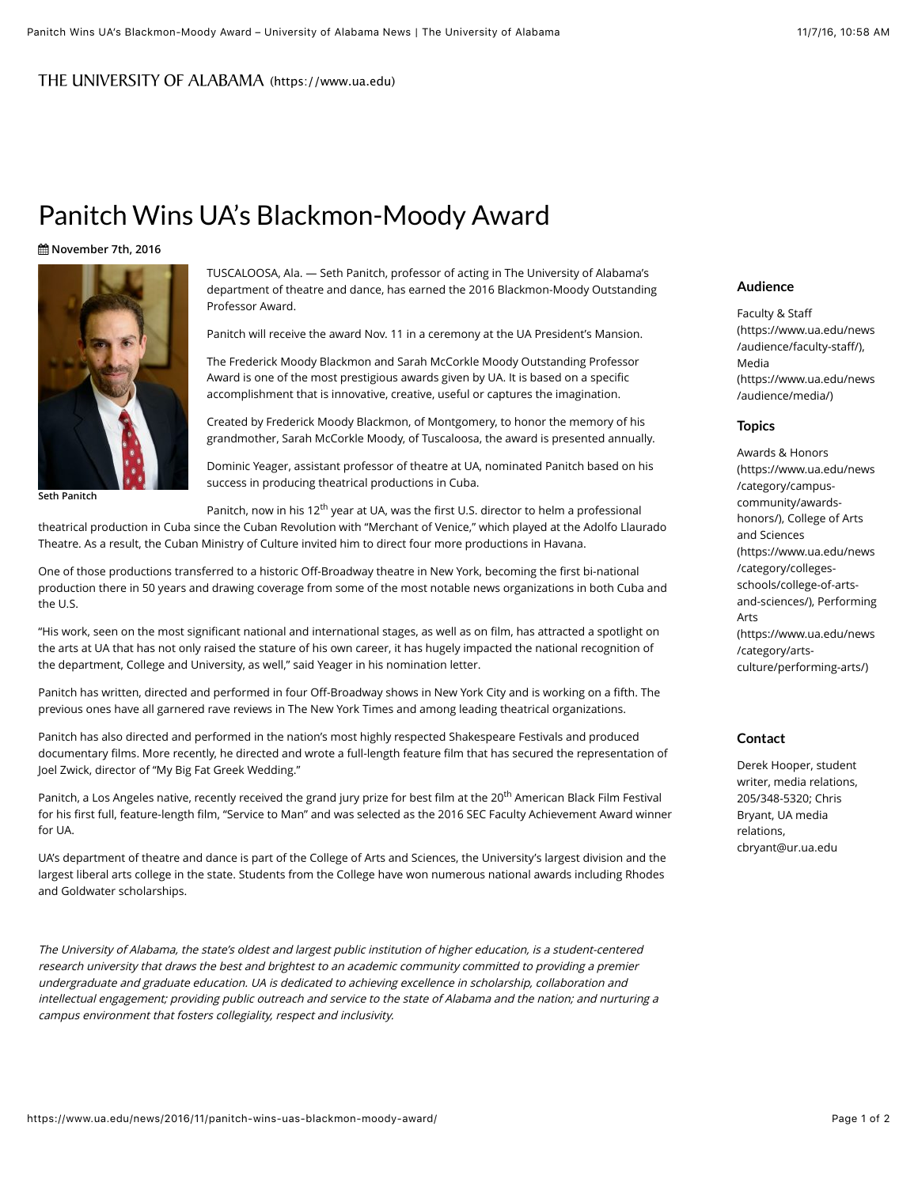THE UNIVERSITY OF ALABAMA (https://www.ua.edu)

# Panitch Wins UA's Blackmon-Moody Award

**November 7th, 2016**

Seth Panitch

TUSCALOOSA, Ala. — Seth Panitch, professor of acting in The University of Alabama's department of theatre and dance, has earned the 2016 Blackmon-Moody Outstanding Professor Award.

Panitch will receive the award Nov. 11 in a ceremony at the UA President's Mansion.

The Frederick Moody Blackmon and Sarah McCorkle Moody Outstanding Professor Award is one of the most prestigious awards given by UA. It is based on a specific accomplishment that is innovative, creative, useful or captures the imagination.

Created by Frederick Moody Blackmon, of Montgomery, to honor the memory of his grandmother, Sarah McCorkle Moody, of Tuscaloosa, the award is presented annually.

Dominic Yeager, assistant professor of theatre at UA, nominated Panitch based on his success in producing theatrical productions in Cuba.

Panitch, now in his 12th year at UA, was the first U.S. director to helm a professional theatrical production in Cuba since the Cuban Revolution with "Merchant of Venice," which played at the Adolfo Llaurado Theatre. As a result, the Cuban Ministry of Culture invited him to direct four more productions in Havana.

One of those productions transferred to a historic Off-Broadway theatre in New York, becoming the first bi-national production there in 50 years and drawing coverage from some of the most notable news organizations in both Cuba and the U.S.

"His work, seen on the most significant national and international stages, as well as on film, has attracted a spotlight on the arts at UA that has not only raised the stature of his own career, it has hugely impacted the national recognition of the department, College and University, as well," said Yeager in his nomination letter.

Panitch has written, directed and performed in four Off-Broadway shows in New York City and is working on a fifth. The previous ones have all garnered rave reviews in The New York Times and among leading theatrical organizations.

Panitch has also directed and performed in the nation's most highly respected Shakespeare Festivals and produced documentary films. More recently, he directed and wrote a full-length feature film that has secured the representation of Joel Zwick, director of "My Big Fat Greek Wedding."

Panitch, a Los Angeles native, recently received the grand jury prize for best film at the 20th American Black Film Festival for his first full, feature-length film, "Service to Man" and was selected as the 2016 SEC Faculty Achievement Award winner for UA.

UA's department of theatre and dance is part of the College of Arts and Sciences, the University's largest division and the largest liberal arts college in the state. Students from the College have won numerous national awards including Rhodes and Goldwater scholarships.

*The University of Alabama, the state's oldest and largest public institution of higher education, is a student-centered research university that draws the best and brightest to an academic community committed to providing a premier undergraduate and graduate education. UA is dedicated to achieving excellence in scholarship, collaboration and intellectual engagement; providing public outreach and service to the state of Alabama and the nation; and nurturing a campus environment that fosters collegiality, respect and inclusivity.*

### Audience

Faculty & Staff (https://www.ua.edu/news/audience/faculty-staff/), Media (https://www.ua.edu/news/audience/media/)

### Topics

Awards & Honors (https://www.ua.edu/news/category/campus-community/awards-honors/), College of Arts and Sciences (https://www.ua.edu/news/category/colleges-schools/college-of-arts-and-sciences/), Performing Arts (https://www.ua.edu/news/category/arts-culture/performing-arts/)

### Contact

Derek Hooper, student writer, media relations, 205/348-5320; Chris Bryant, UA media relations, cbryant@ur.ua.edu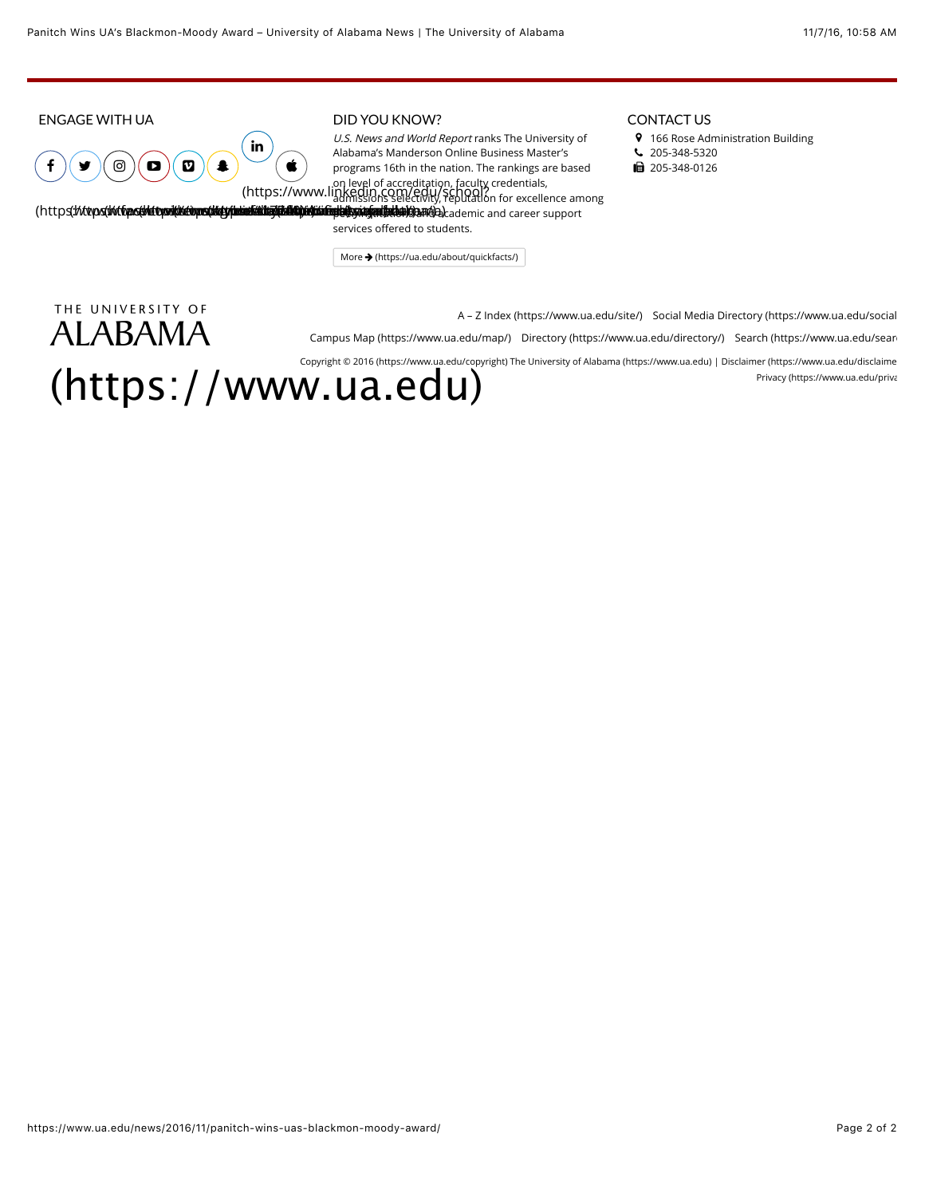## ENGAGE WITH UA

(https://www.linkedin.com/edu/school?

## DID YOU KNOW?

*U.S. News and World Report* ranks The University of Alabama's Manderson Online Business Master's programs 16th in the nation. The rankings are based on level of accreditation, faculty credentials, admissions selectivity, reputation for excellence among peers, and academic and career support services offered to students.

More → (https://ua.edu/about/quickfacts/)

## CONTACT US

- 166 Rose Administration Building
- 205-348-5320
- 205-348-0126

THE UNIVERSITY OF
ALABAMA
(https://www.ua.edu)

A – Z Index (https://www.ua.edu/site/) Social Media Directory (https://www.ua.edu/social

Campus Map (https://www.ua.edu/map/) Directory (https://www.ua.edu/directory/) Search (https://www.ua.edu/sear

Copyright © 2016 (https://www.ua.edu/copyright) The University of Alabama (https://www.ua.edu) | Disclaimer (https://www.ua.edu/disclaime

Privacy (https://www.ua.edu/priva